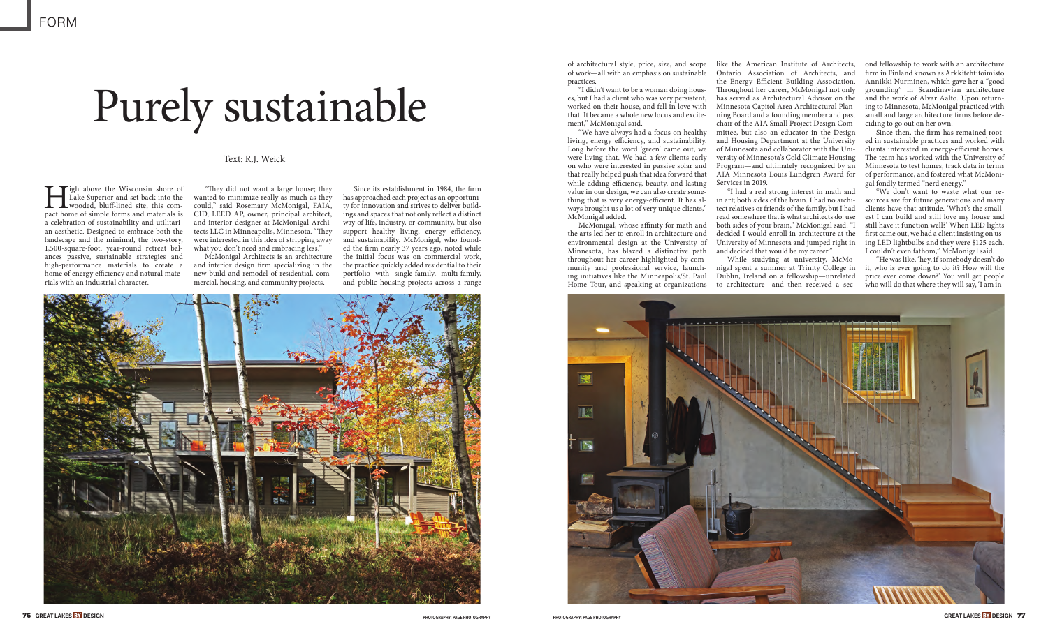# Purely sustainable

Text: R.J. Weick

High above the Wisconsin shore of Lake Superior and set back into the wooded, bluff-lined site, this compact home of simple forms and materials is a celebration of sustainability and utilitarian aesthetic. Designed to embrace both the landscape and the minimal, the two-story, 1,500-square-foot, year-round retreat balances passive, sustainable strategies and high-performance materials to create a home of energy efficiency and natural materials with an industrial character.

"They did not want a large house; they wanted to minimize really as much as they could," said Rosemary McMonigal, FAIA, CID, LEED AP, owner, principal architect, and interior designer at McMonigal Architects LLC in Minneapolis, Minnesota. "They were interested in this idea of stripping away what you don't need and embracing less."

McMonigal Architects is an architecture and interior design firm specializing in the new build and remodel of residential, commercial, housing, and community projects.

Since its establishment in 1984, the firm has approached each project as an opportunity for innovation and strives to deliver buildings and spaces that not only reflect a distinct way of life, industry, or community, but also support healthy living, energy efficiency, and sustainability. McMonigal, who founded the firm nearly 37 years ago, noted while the initial focus was on commercial work, the practice quickly added residential to their portfolio with single-family, multi-family, and public housing projects across a range of architectural style, price, size, and scope of work—all with an emphasis on sustainable practices.

"I didn't want to be a woman doing houses, but I had a client who was very persistent, worked on their house, and fell in love with that. It became a whole new focus and excitement," McMonigal said.

"We have always had a focus on healthy living, energy efficiency, and sustainability. Long before the word 'green' came out, we were living that. We had a few clients early on who were interested in passive solar and that really helped push that idea forward that while adding efficiency, beauty, and lasting value in our design, we can also create something that is very energy-efficient. It has always brought us a lot of very unique clients," McMonigal added.

McMonigal, whose affinity for math and the arts led her to enroll in architecture and environmental design at the University of Minnesota, has blazed a distinctive path throughout her career highlighted by community and professional service, launching initiatives like the Minneapolis/St. Paul Home Tour, and speaking at organizations like the American Institute of Architects, Ontario Association of Architects, and the Energy Efficient Building Association. Throughout her career, McMonigal not only has served as Architectural Advisor on the Minnesota Capitol Area Architectural Planning Board and a founding member and past chair of the AIA Small Project Design Committee, but also an educator in the Design and Housing Department at the University of Minnesota and collaborator with the University of Minnesota's Cold Climate Housing Program—and ultimately recognized by an AIA Minnesota Louis Lundgren Award for Services in 2019.

"I had a real strong interest in math and in art; both sides of the brain. I had no architect relatives or friends of the family, but I had read somewhere that is what architects do: use both sides of your brain," McMonigal said. "I decided I would enroll in architecture at the University of Minnesota and jumped right in and decided that would be my career."

While studying at university, McMonigal spent a summer at Trinity College in Dublin, Ireland on a fellowship—unrelated to architecture—and then received a second fellowship to work with an architecture firm in Finland known as Arkkitehtitoimisto Annikki Nurminen, which gave her a "good grounding" in Scandinavian architecture and the work of Alvar Aalto. Upon returning to Minnesota, McMonigal practiced with small and large architecture firms before deciding to go out on her own.

Since then, the firm has remained rooted in sustainable practices and worked with clients interested in energy-efficient homes. The team has worked with the University of Minnesota to test homes, track data in terms of performance, and fostered what McMonigal fondly termed "nerd energy."

"We don't want to waste what our resources are for future generations and many clients have that attitude. 'What's the smallest I can build and still love my house and still have it function well?' When LED lights first came out, we had a client insisting on using LED lightbulbs and they were $125 each. I couldn't even fathom," McMonigal said.

"He was like, 'hey, if somebody doesn't do it, who is ever going to do it? How will the price ever come down?' You will get people who will do that where they will say, 'I am in-

PHOTOGRAPHY: PAGE PHOTOGRAPHY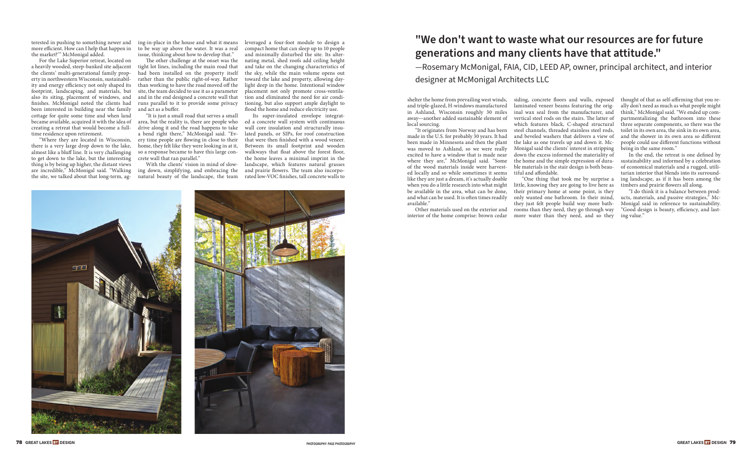terested in pushing to something newer and more efficient. How can I help that happen in the market?'" McMonigal added.

For the Lake Superior retreat, located on a heavily wooded, steep-banked site adjacent the clients' multi-generational family property in northwestern Wisconsin, sustainability and energy efficiency not only shaped its footprint, landscaping, and materials, but also its siting, placement of windows, and finishes. McMonigal noted the clients had been interested in building near the family cottage for quite some time and when land became available, acquired it with the idea of creating a retreat that would become a full-time residence upon retirement.

"Where they are located in Wisconsin, there is a very large drop down to the lake, almost like a bluff line. It is very challenging to get down to the lake, but the interesting thing is by being up higher, the distant views are incredible," McMonigal said. "Walking the site, we talked about that long-term, aging-in-place in the house and what it means to be way up above the water. It was a real issue, thinking about how to develop that."

The other challenge at the onset was the tight lot lines, including the main road that had been installed on the property itself rather than the public right-of-way. Rather than working to have the road moved off the site, the team decided to use it as a parameter and in the end designed a concrete wall that runs parallel to it to provide some privacy and act as a buffer.

"It is just a small road that serves a small area, but the reality is, there are people who drive along it and the road happens to take a bend right there," McMonigal said. "Every time people are flowing in close to their home, they felt like they were looking in at it, so a response became to have this large concrete wall that ran parallel."

With the clients' vision in mind of slowing down, simplifying, and embracing the natural beauty of the landscape, the team leveraged a four-foot module to design a compact home that can sleep up to 10 people and minimally disturbed the site. Its alternating metal, shed roofs add ceiling height and take on the changing characteristics of the sky, while the main volume opens out toward the lake and property, allowing daylight deep in the home. Intentional window placement not only promote cross-ventilation and eliminated the need for air conditioning, but also support ample daylight to flood the home and reduce electricity use.

Its super-insulated envelope integrated a concrete wall system with continuous wall core insulation and structurally insulated panels, or SIPs, for roof construction that were then finished with a wood veneer. Between its small footprint and wooden walkways that float above the forest floor, the home leaves a minimal imprint in the landscape, which features natural grasses and prairie flowers. The team also incorporated low-VOC finishes, tall concrete walls to shelter the home from prevailing west winds, and triple-glazed, H-windows manufactured in Ashland, Wisconsin roughly 30 miles away—another added sustainable element of local sourcing.

"It originates from Norway and has been made in the U.S. for probably 30 years. It had been made in Minnesota and then the plant was moved to Ashland, so we were really excited to have a window that is made near where they are," McMonigal said. "Some of the wood materials inside were harvested locally and so while sometimes it seems like they are just a dream, it's actually doable when you do a little research into what might be available in the area, what can be done, and what can be used. It is often times readily available."

Other materials used on the exterior and interior of the home comprise: brown cedar siding, concrete floors and walls, exposed laminated veneer beams featuring the original wax seal from the manufacturer, and vertical steel rods on the stairs. The latter of which features black, C-shaped structural steel channels, threaded stainless steel rods, and beveled washers that delivers a view of the lake as one travels up and down it. McMonigal said the clients' interest in stripping down the excess informed the materiality of the home and the simple expression of durable materials in the stair design is both beautiful and affordable.

"One thing that took me by surprise a little, knowing they are going to live here as their primary home at some point, is they only wanted one bathroom. In their mind, they just felt people build way more bathrooms than they need, they go through way more water than they need, and so they thought of that as self-affirming that you really don't need as much as what people might think," McMonigal said. "We ended up compartmentalizing the bathroom into these three separate components, so there was the toilet in its own area, the sink in its own area, and the shower in its own area so different people could use different functions without being in the same room."

In the end, the retreat is one defined by sustainability and informed by a celebration of economical materials and a rugged, utilitarian interior that blends into its surrounding landscape, as if it has been among the timbers and prairie flowers all along.

"I do think it is a balance between products, materials, and passive strategies," McMonigal said in reference to sustainability. "Good design is beauty, efficiency, and lasting value."

## "We don't want to waste what our resources are for future generations and many clients have that attitude."

—Rosemary McMonigal, FAIA, CID, LEED AP, owner, principal architect, and interior designer at McMonigal Architects LLC

PHOTOGRAPHY: PAGE PHOTOGRAPHY